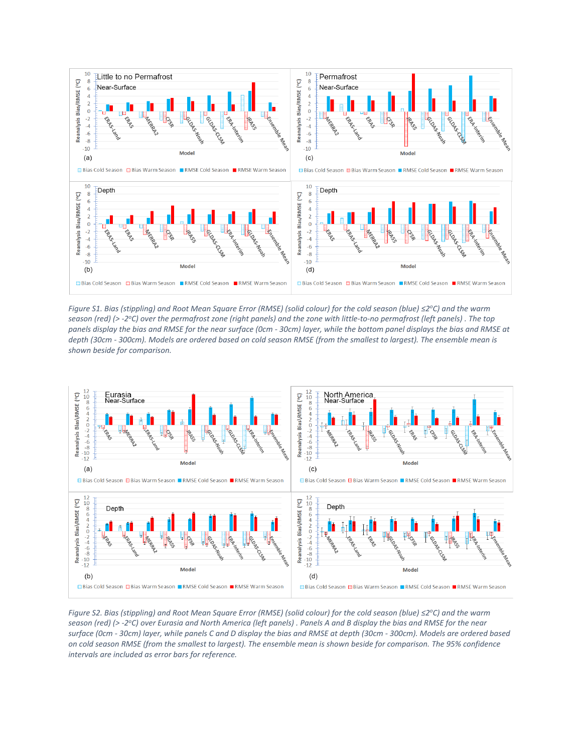*Figure S1. Bias (stippling) and Root Mean Square Error (RMSE) (solid colour) for the cold season (blue) ≤2°C) and the warm season (red) (> -2°C) over the permafrost zone (right panels) and the zone with little-to-no permafrost (left panels). The top panels display the bias and RMSE for the near surface (0cm - 30cm) layer, while the bottom panel displays the bias and RMSE at depth (30cm - 300cm). Models are ordered based on cold season RMSE (from the smallest to largest). The ensemble mean is shown beside for comparison.*

*Figure S2. Bias (stippling) and Root Mean Square Error (RMSE) (solid colour) for the cold season (blue) ≤2°C) and the warm season (red) (> -2°C) over Eurasia and North America (left panels). Panels A and B display the bias and RMSE for the near surface (0cm - 30cm) layer, while panels C and D display the bias and RMSE at depth (30cm - 300cm). Models are ordered based on cold season RMSE (from the smallest to largest). The ensemble mean is shown beside for comparison. The 95% confidence intervals are included as error bars for reference.*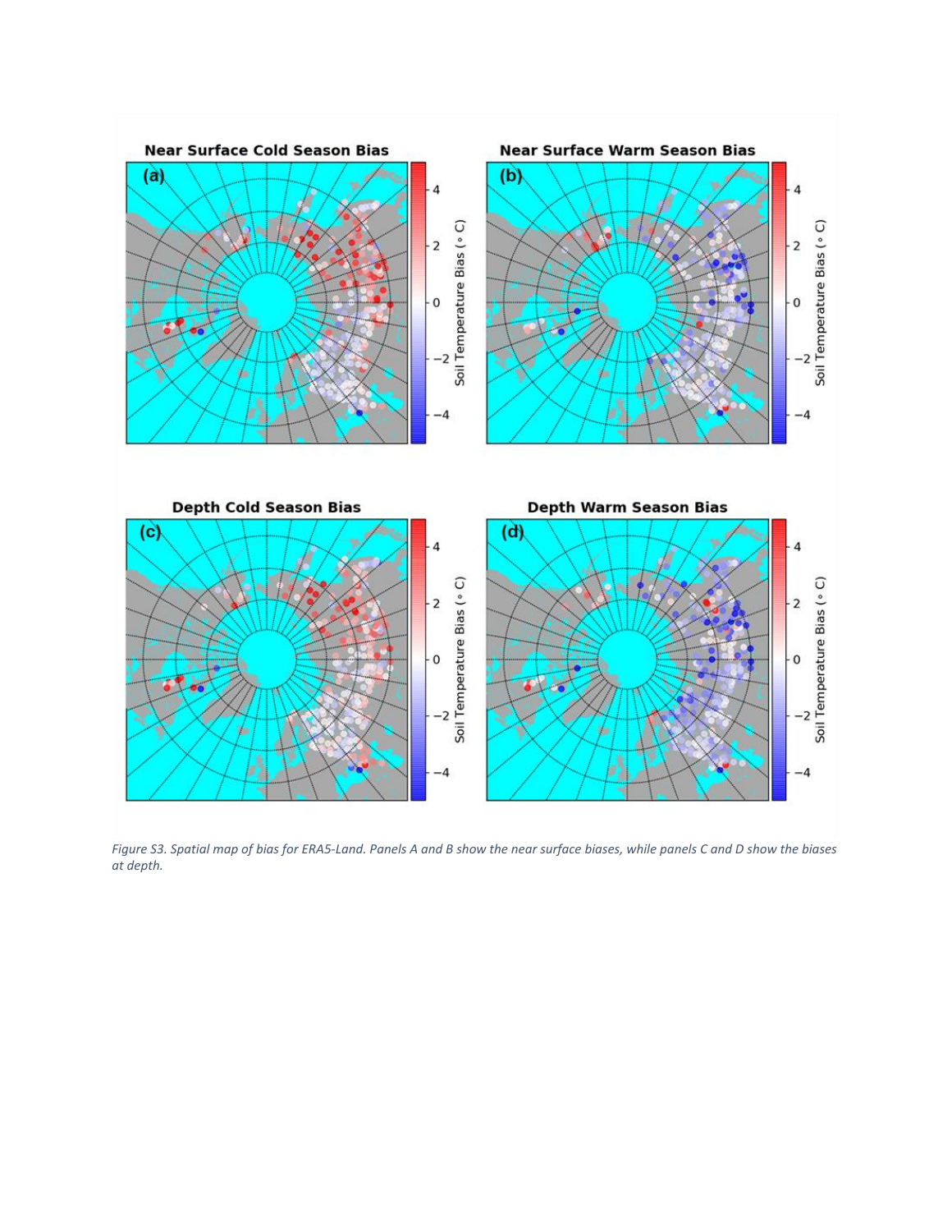**Near Surface Cold Season Bias**

(a)

Soil Temperature Bias (° C)

4
2
0
−2
−4

**Near Surface Warm Season Bias**

(b)

Soil Temperature Bias (° C)

4
2
0
−2
−4

**Depth Cold Season Bias**

(c)

Soil Temperature Bias (° C)

4
2
0
−2
−4

**Depth Warm Season Bias**

(d)

Soil Temperature Bias (° C)

4
2
0
−2
−4

*Figure S3. Spatial map of bias for ERA5-Land. Panels A and B show the near surface biases, while panels C and D show the biases at depth.*